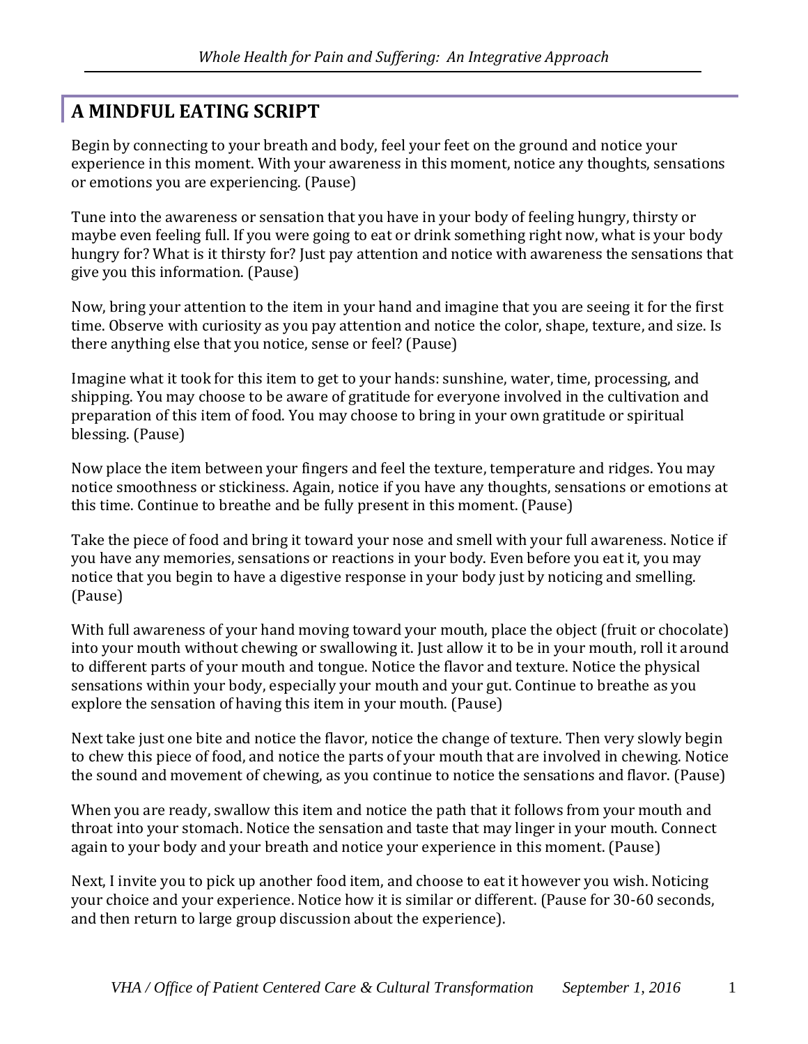# A MINDFUL EATING SCRIPT

Begin by connecting to your breath and body, feel your feet on the ground and notice your experience in this moment. With your awareness in this moment, notice any thoughts, sensations or emotions you are experiencing. (Pause)

Tune into the awareness or sensation that you have in your body of feeling hungry, thirsty or maybe even feeling full. If you were going to eat or drink something right now, what is your body hungry for? What is it thirsty for? Just pay attention and notice with awareness the sensations that give you this information. (Pause)

Now, bring your attention to the item in your hand and imagine that you are seeing it for the first time. Observe with curiosity as you pay attention and notice the color, shape, texture, and size. Is there anything else that you notice, sense or feel? (Pause)

Imagine what it took for this item to get to your hands: sunshine, water, time, processing, and shipping. You may choose to be aware of gratitude for everyone involved in the cultivation and preparation of this item of food. You may choose to bring in your own gratitude or spiritual blessing. (Pause)

Now place the item between your fingers and feel the texture, temperature and ridges. You may notice smoothness or stickiness. Again, notice if you have any thoughts, sensations or emotions at this time. Continue to breathe and be fully present in this moment. (Pause)

Take the piece of food and bring it toward your nose and smell with your full awareness. Notice if you have any memories, sensations or reactions in your body. Even before you eat it, you may notice that you begin to have a digestive response in your body just by noticing and smelling. (Pause)

With full awareness of your hand moving toward your mouth, place the object (fruit or chocolate) into your mouth without chewing or swallowing it. Just allow it to be in your mouth, roll it around to different parts of your mouth and tongue. Notice the flavor and texture. Notice the physical sensations within your body, especially your mouth and your gut. Continue to breathe as you explore the sensation of having this item in your mouth. (Pause)

Next take just one bite and notice the flavor, notice the change of texture. Then very slowly begin to chew this piece of food, and notice the parts of your mouth that are involved in chewing. Notice the sound and movement of chewing, as you continue to notice the sensations and flavor. (Pause)

When you are ready, swallow this item and notice the path that it follows from your mouth and throat into your stomach. Notice the sensation and taste that may linger in your mouth. Connect again to your body and your breath and notice your experience in this moment. (Pause)

Next, I invite you to pick up another food item, and choose to eat it however you wish. Noticing your choice and your experience. Notice how it is similar or different. (Pause for 30-60 seconds, and then return to large group discussion about the experience).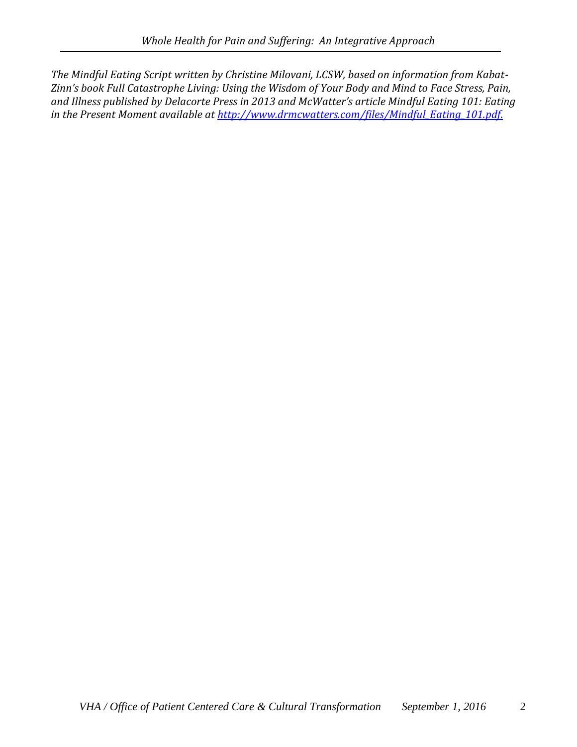*The Mindful Eating Script written by Christine Milovani, LCSW, based on information from Kabat-Zinn's book Full Catastrophe Living: Using the Wisdom of Your Body and Mind to Face Stress, Pain, and Illness published by Delacorte Press in 2013 and McWatter's article Mindful Eating 101: Eating in the Present Moment available at [http://www.drmcwatters.com/files/Mindful_Eating_101.pdf.](http://www.drmcwatters.com/files/Mindful_Eating_101.pdf)*